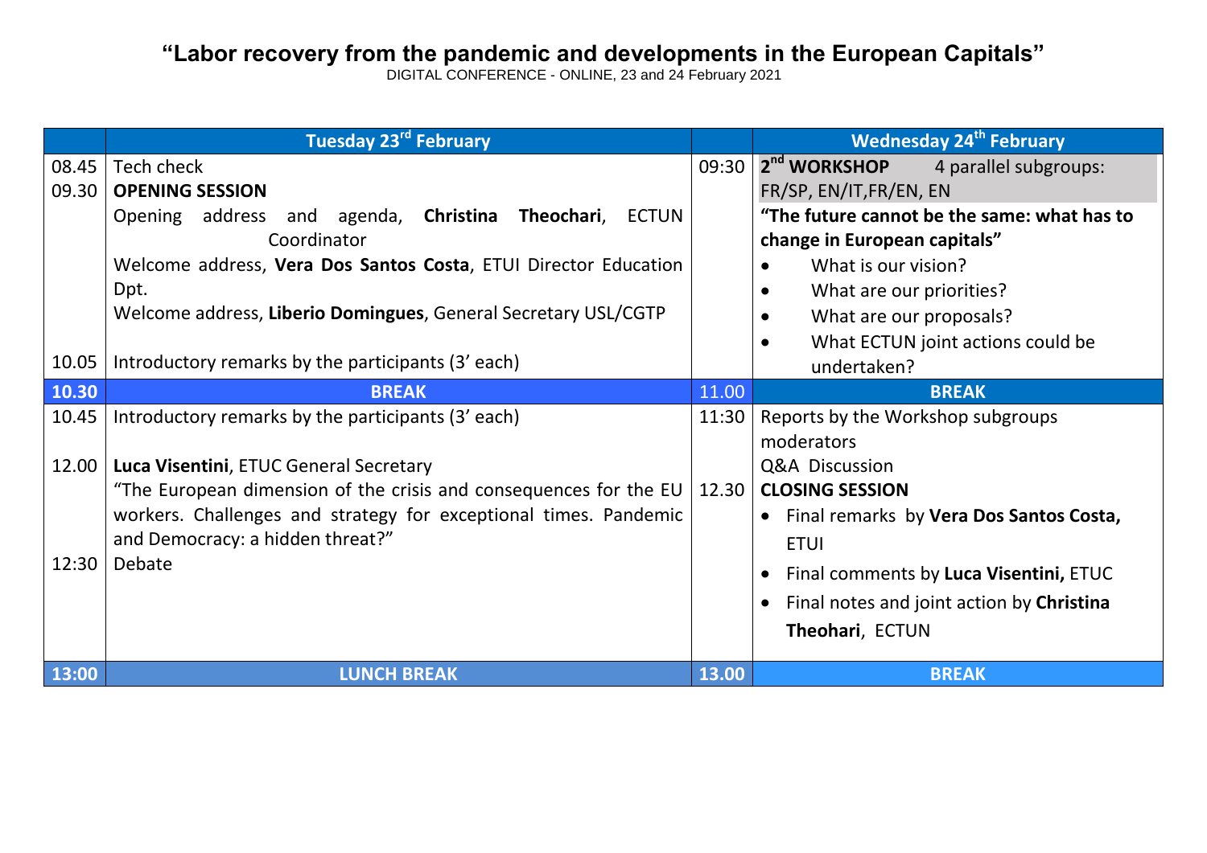# "Labor recovery from the pandemic and developments in the European Capitals"

DIGITAL CONFERENCE - ONLINE, 23 and 24 February 2021

| | Tuesday 23rd February | | Wednesday 24th February |
|---|---|---|---|
| 08.45 | Tech check | 09:30 | **2nd WORKSHOP** 4 parallel subgroups: FR/SP, EN/IT,FR/EN, EN |
| 09.30 | **OPENING SESSION** | | **"The future cannot be the same: what has to change in European capitals"** |
| | Opening address and agenda, **Christina Theochari**, ECTUN Coordinator | | • What is our vision? |
| | Welcome address, **Vera Dos Santos Costa**, ETUI Director Education Dpt. | | • What are our priorities? |
| | Welcome address, **Liberio Domingues**, General Secretary USL/CGTP | | • What are our proposals? |
| 10.05 | Introductory remarks by the participants (3' each) | | • What ECTUN joint actions could be undertaken? |
| **10.30** | **BREAK** | 11.00 | **BREAK** |
| 10.45 | Introductory remarks by the participants (3' each) | 11:30 | Reports by the Workshop subgroups moderators |
| 12.00 | **Luca Visentini**, ETUC General Secretary "The European dimension of the crisis and consequences for the EU workers. Challenges and strategy for exceptional times. Pandemic and Democracy: a hidden threat?" | | Q&A Discussion |
| | | 12.30 | **CLOSING SESSION** • Final remarks by **Vera Dos Santos Costa,** ETUI • Final comments by **Luca Visentini,** ETUC • Final notes and joint action by **Christina Theohari**, ECTUN |
| 12:30 | Debate | | |
| **13:00** | **LUNCH BREAK** | **13.00** | **BREAK** |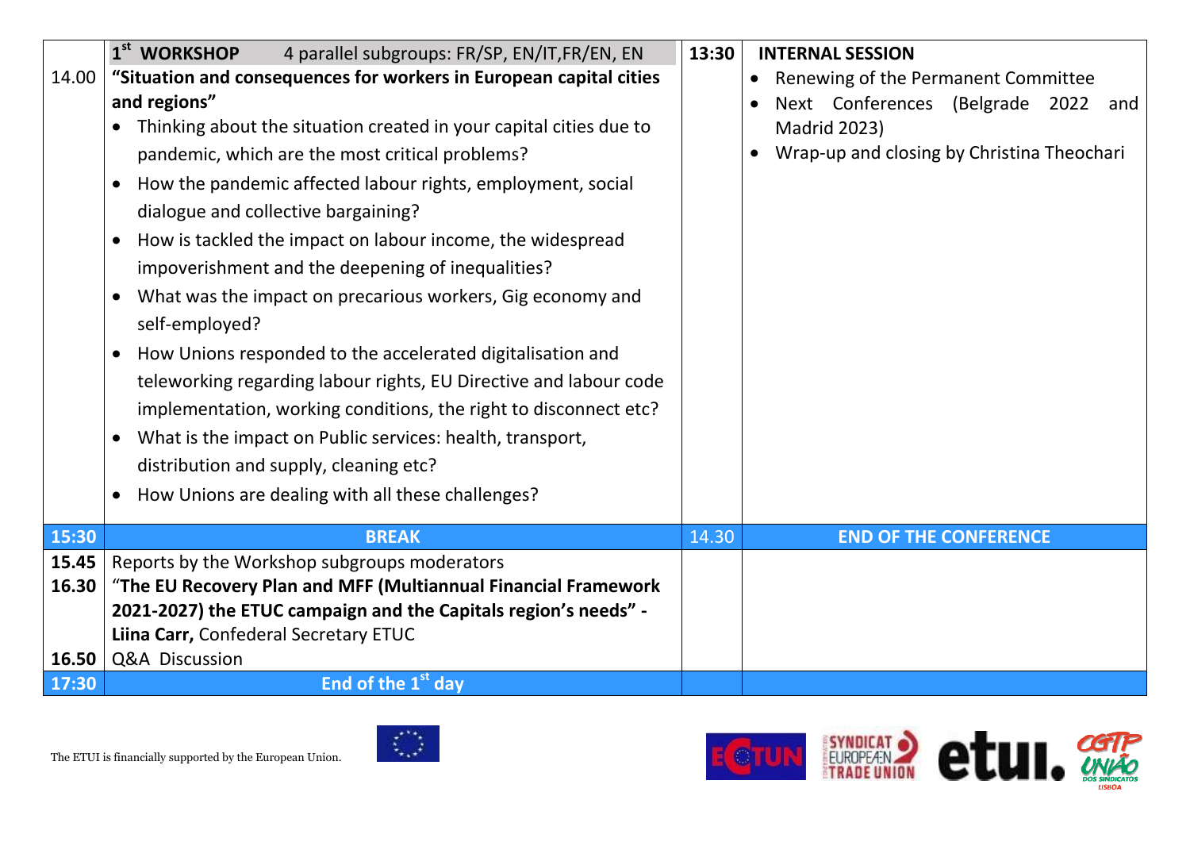| | | | |
|---|---|---|---|
| 14.00 | **1st WORKSHOP** 4 parallel subgroups: FR/SP, EN/IT,FR/EN, EN<br>**"Situation and consequences for workers in European capital cities and regions"**<br>• Thinking about the situation created in your capital cities due to pandemic, which are the most critical problems?<br>• How the pandemic affected labour rights, employment, social dialogue and collective bargaining?<br>• How is tackled the impact on labour income, the widespread impoverishment and the deepening of inequalities?<br>• What was the impact on precarious workers, Gig economy and self-employed?<br>• How Unions responded to the accelerated digitalisation and teleworking regarding labour rights, EU Directive and labour code implementation, working conditions, the right to disconnect etc?<br>• What is the impact on Public services: health, transport, distribution and supply, cleaning etc?<br>• How Unions are dealing with all these challenges? | **13:30** | **INTERNAL SESSION**<br>• Renewing of the Permanent Committee<br>• Next Conferences (Belgrade 2022 and Madrid 2023)<br>• Wrap-up and closing by Christina Theochari |
| **15:30** | **BREAK** | 14.30 | **END OF THE CONFERENCE** |
| **15.45**<br>**16.30**<br><br><br>**16.50** | Reports by the Workshop subgroups moderators<br>"**The EU Recovery Plan and MFF (Multiannual Financial Framework 2021-2027) the ETUC campaign and the Capitals region's needs" - Liina Carr,** Confederal Secretary ETUC<br>Q&A Discussion | | |
| **17:30** | **End of the 1st day** | | |

The ETUI is financially supported by the European Union.